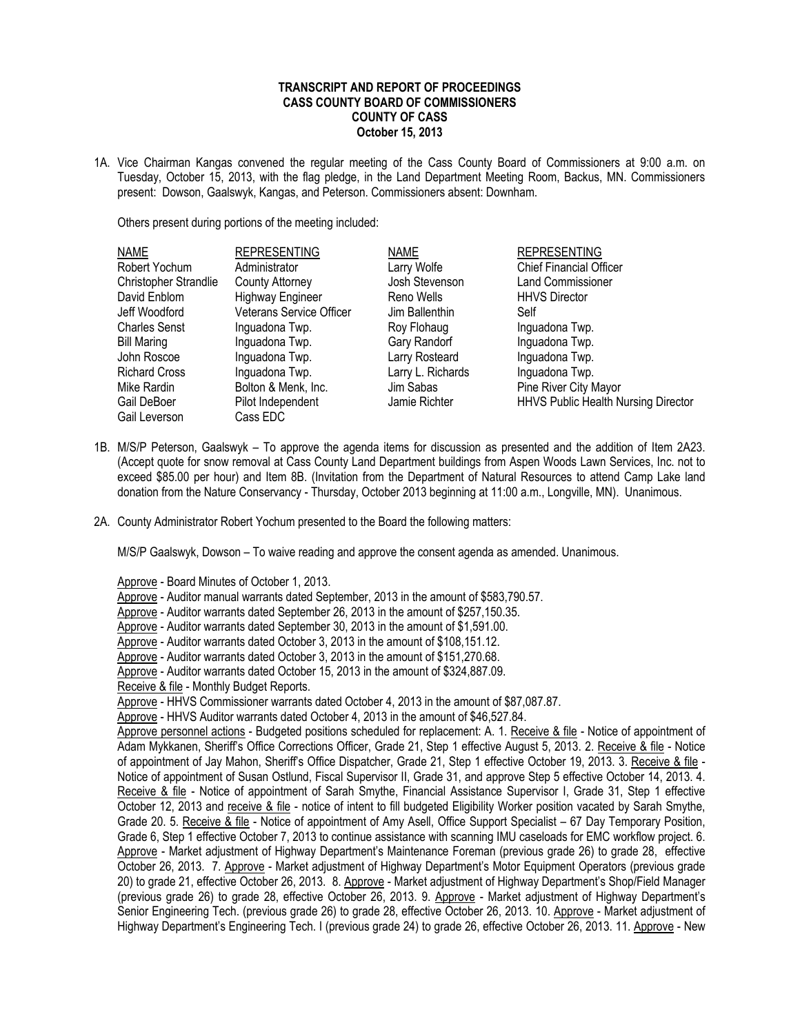**TRANSCRIPT AND REPORT OF PROCEEDINGS**
**CASS COUNTY BOARD OF COMMISSIONERS**
**COUNTY OF CASS**
**October 15, 2013**

1A. Vice Chairman Kangas convened the regular meeting of the Cass County Board of Commissioners at 9:00 a.m. on Tuesday, October 15, 2013, with the flag pledge, in the Land Department Meeting Room, Backus, MN. Commissioners present: Dowson, Gaalswyk, Kangas, and Peterson. Commissioners absent: Downham.

Others present during portions of the meeting included:

| NAME | REPRESENTING | NAME | REPRESENTING |
|---|---|---|---|
| Robert Yochum | Administrator | Larry Wolfe | Chief Financial Officer |
| Christopher Strandlie | County Attorney | Josh Stevenson | Land Commissioner |
| David Enblom | Highway Engineer | Reno Wells | HHVS Director |
| Jeff Woodford | Veterans Service Officer | Jim Ballenthin | Self |
| Charles Senst | Inguadona Twp. | Roy Flohaug | Inguadona Twp. |
| Bill Maring | Inguadona Twp. | Gary Randorf | Inguadona Twp. |
| John Roscoe | Inguadona Twp. | Larry Rosteard | Inguadona Twp. |
| Richard Cross | Inguadona Twp. | Larry L. Richards | Inguadona Twp. |
| Mike Rardin | Bolton & Menk, Inc. | Jim Sabas | Pine River City Mayor |
| Gail DeBoer | Pilot Independent | Jamie Richter | HHVS Public Health Nursing Director |
| Gail Leverson | Cass EDC | | |

1B. M/S/P Peterson, Gaalswyk – To approve the agenda items for discussion as presented and the addition of Item 2A23. (Accept quote for snow removal at Cass County Land Department buildings from Aspen Woods Lawn Services, Inc. not to exceed $85.00 per hour) and Item 8B. (Invitation from the Department of Natural Resources to attend Camp Lake land donation from the Nature Conservancy - Thursday, October 2013 beginning at 11:00 a.m., Longville, MN). Unanimous.

2A. County Administrator Robert Yochum presented to the Board the following matters:

M/S/P Gaalswyk, Dowson – To waive reading and approve the consent agenda as amended. Unanimous.

Approve - Board Minutes of October 1, 2013.
Approve - Auditor manual warrants dated September, 2013 in the amount of $583,790.57.
Approve - Auditor warrants dated September 26, 2013 in the amount of $257,150.35.
Approve - Auditor warrants dated September 30, 2013 in the amount of $1,591.00.
Approve - Auditor warrants dated October 3, 2013 in the amount of $108,151.12.
Approve - Auditor warrants dated October 3, 2013 in the amount of $151,270.68.
Approve - Auditor warrants dated October 15, 2013 in the amount of $324,887.09.
Receive & file - Monthly Budget Reports.
Approve - HHVS Commissioner warrants dated October 4, 2013 in the amount of $87,087.87.
Approve - HHVS Auditor warrants dated October 4, 2013 in the amount of $46,527.84.
Approve personnel actions - Budgeted positions scheduled for replacement: A. 1. Receive & file - Notice of appointment of Adam Mykkanen, Sheriff's Office Corrections Officer, Grade 21, Step 1 effective August 5, 2013. 2. Receive & file - Notice of appointment of Jay Mahon, Sheriff's Office Dispatcher, Grade 21, Step 1 effective October 19, 2013. 3. Receive & file - Notice of appointment of Susan Ostlund, Fiscal Supervisor II, Grade 31, and approve Step 5 effective October 14, 2013. 4. Receive & file - Notice of appointment of Sarah Smythe, Financial Assistance Supervisor I, Grade 31, Step 1 effective October 12, 2013 and receive & file - notice of intent to fill budgeted Eligibility Worker position vacated by Sarah Smythe, Grade 20. 5. Receive & file - Notice of appointment of Amy Asell, Office Support Specialist – 67 Day Temporary Position, Grade 6, Step 1 effective October 7, 2013 to continue assistance with scanning IMU caseloads for EMC workflow project. 6. Approve - Market adjustment of Highway Department's Maintenance Foreman (previous grade 26) to grade 28, effective October 26, 2013. 7. Approve - Market adjustment of Highway Department's Motor Equipment Operators (previous grade 20) to grade 21, effective October 26, 2013. 8. Approve - Market adjustment of Highway Department's Shop/Field Manager (previous grade 26) to grade 28, effective October 26, 2013. 9. Approve - Market adjustment of Highway Department's Senior Engineering Tech. (previous grade 26) to grade 28, effective October 26, 2013. 10. Approve - Market adjustment of Highway Department's Engineering Tech. I (previous grade 24) to grade 26, effective October 26, 2013. 11. Approve - New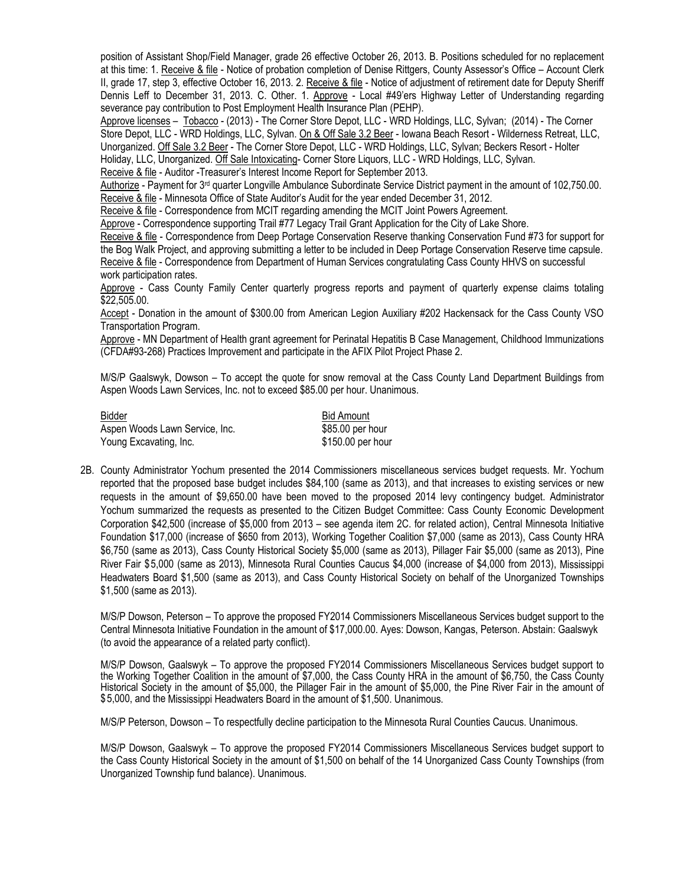position of Assistant Shop/Field Manager, grade 26 effective October 26, 2013. B. Positions scheduled for no replacement at this time: 1. Receive & file - Notice of probation completion of Denise Rittgers, County Assessor's Office – Account Clerk II, grade 17, step 3, effective October 16, 2013. 2. Receive & file - Notice of adjustment of retirement date for Deputy Sheriff Dennis Leff to December 31, 2013. C. Other. 1. Approve - Local #49'ers Highway Letter of Understanding regarding severance pay contribution to Post Employment Health Insurance Plan (PEHP).

Approve licenses – Tobacco - (2013) - The Corner Store Depot, LLC - WRD Holdings, LLC, Sylvan; (2014) - The Corner Store Depot, LLC - WRD Holdings, LLC, Sylvan. On & Off Sale 3.2 Beer - Iowana Beach Resort - Wilderness Retreat, LLC, Unorganized. Off Sale 3.2 Beer - The Corner Store Depot, LLC - WRD Holdings, LLC, Sylvan; Beckers Resort - Holter Holiday, LLC, Unorganized. Off Sale Intoxicating- Corner Store Liquors, LLC - WRD Holdings, LLC, Sylvan.

Receive & file - Auditor -Treasurer's Interest Income Report for September 2013.

Authorize - Payment for 3rd quarter Longville Ambulance Subordinate Service District payment in the amount of 102,750.00.

Receive & file - Minnesota Office of State Auditor's Audit for the year ended December 31, 2012.

Receive & file - Correspondence from MCIT regarding amending the MCIT Joint Powers Agreement.

Approve - Correspondence supporting Trail #77 Legacy Trail Grant Application for the City of Lake Shore.

Receive & file - Correspondence from Deep Portage Conservation Reserve thanking Conservation Fund #73 for support for the Bog Walk Project, and approving submitting a letter to be included in Deep Portage Conservation Reserve time capsule.

Receive & file - Correspondence from Department of Human Services congratulating Cass County HHVS on successful work participation rates.

Approve - Cass County Family Center quarterly progress reports and payment of quarterly expense claims totaling $22,505.00.

Accept - Donation in the amount of $300.00 from American Legion Auxiliary #202 Hackensack for the Cass County VSO Transportation Program.

Approve - MN Department of Health grant agreement for Perinatal Hepatitis B Case Management, Childhood Immunizations (CFDA#93-268) Practices Improvement and participate in the AFIX Pilot Project Phase 2.

M/S/P Gaalswyk, Dowson – To accept the quote for snow removal at the Cass County Land Department Buildings from Aspen Woods Lawn Services, Inc. not to exceed $85.00 per hour. Unanimous.

| Bidder | Bid Amount |
|---|---|
| Aspen Woods Lawn Service, Inc. | $85.00 per hour |
| Young Excavating, Inc. | $150.00 per hour |

2B. County Administrator Yochum presented the 2014 Commissioners miscellaneous services budget requests. Mr. Yochum reported that the proposed base budget includes $84,100 (same as 2013), and that increases to existing services or new requests in the amount of $9,650.00 have been moved to the proposed 2014 levy contingency budget. Administrator Yochum summarized the requests as presented to the Citizen Budget Committee: Cass County Economic Development Corporation $42,500 (increase of $5,000 from 2013 – see agenda item 2C. for related action), Central Minnesota Initiative Foundation $17,000 (increase of $650 from 2013), Working Together Coalition $7,000 (same as 2013), Cass County HRA $6,750 (same as 2013), Cass County Historical Society $5,000 (same as 2013), Pillager Fair $5,000 (same as 2013), Pine River Fair $5,000 (same as 2013), Minnesota Rural Counties Caucus $4,000 (increase of $4,000 from 2013), Mississippi Headwaters Board $1,500 (same as 2013), and Cass County Historical Society on behalf of the Unorganized Townships $1,500 (same as 2013).

M/S/P Dowson, Peterson – To approve the proposed FY2014 Commissioners Miscellaneous Services budget support to the Central Minnesota Initiative Foundation in the amount of $17,000.00. Ayes: Dowson, Kangas, Peterson. Abstain: Gaalswyk (to avoid the appearance of a related party conflict).

M/S/P Dowson, Gaalswyk – To approve the proposed FY2014 Commissioners Miscellaneous Services budget support to the Working Together Coalition in the amount of $7,000, the Cass County HRA in the amount of $6,750, the Cass County Historical Society in the amount of $5,000, the Pillager Fair in the amount of $5,000, the Pine River Fair in the amount of $5,000, and the Mississippi Headwaters Board in the amount of $1,500. Unanimous.

M/S/P Peterson, Dowson – To respectfully decline participation to the Minnesota Rural Counties Caucus. Unanimous.

M/S/P Dowson, Gaalswyk – To approve the proposed FY2014 Commissioners Miscellaneous Services budget support to the Cass County Historical Society in the amount of $1,500 on behalf of the 14 Unorganized Cass County Townships (from Unorganized Township fund balance). Unanimous.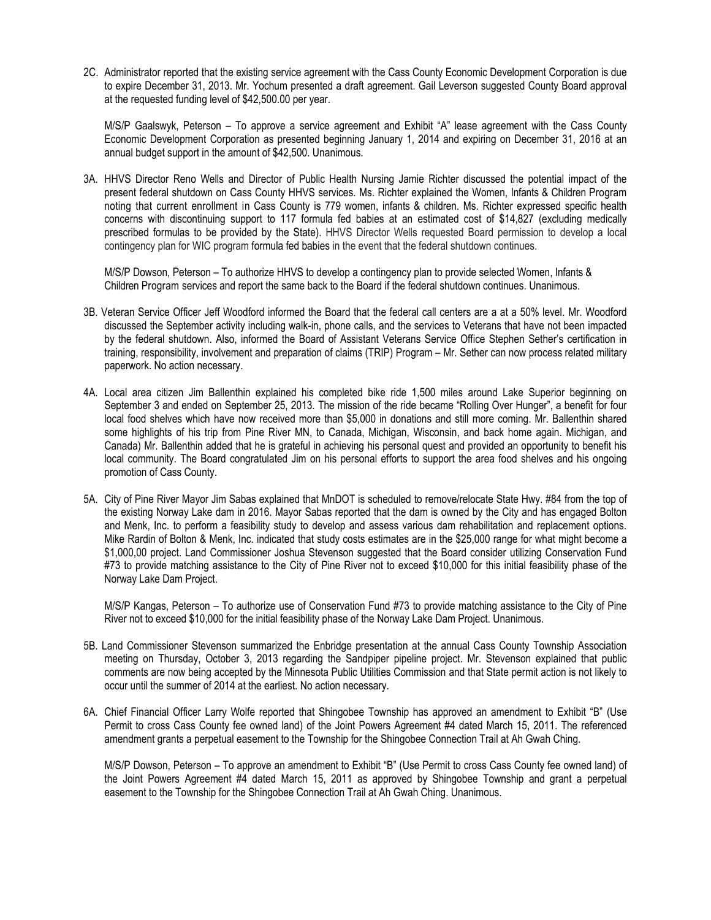2C. Administrator reported that the existing service agreement with the Cass County Economic Development Corporation is due to expire December 31, 2013. Mr. Yochum presented a draft agreement. Gail Leverson suggested County Board approval at the requested funding level of $42,500.00 per year.

M/S/P Gaalswyk, Peterson – To approve a service agreement and Exhibit "A" lease agreement with the Cass County Economic Development Corporation as presented beginning January 1, 2014 and expiring on December 31, 2016 at an annual budget support in the amount of $42,500. Unanimous.

3A. HHVS Director Reno Wells and Director of Public Health Nursing Jamie Richter discussed the potential impact of the present federal shutdown on Cass County HHVS services. Ms. Richter explained the Women, Infants & Children Program noting that current enrollment in Cass County is 779 women, infants & children. Ms. Richter expressed specific health concerns with discontinuing support to 117 formula fed babies at an estimated cost of $14,827 (excluding medically prescribed formulas to be provided by the State). HHVS Director Wells requested Board permission to develop a local contingency plan for WIC program formula fed babies in the event that the federal shutdown continues.

M/S/P Dowson, Peterson – To authorize HHVS to develop a contingency plan to provide selected Women, Infants & Children Program services and report the same back to the Board if the federal shutdown continues. Unanimous.

3B. Veteran Service Officer Jeff Woodford informed the Board that the federal call centers are a at a 50% level. Mr. Woodford discussed the September activity including walk-in, phone calls, and the services to Veterans that have not been impacted by the federal shutdown. Also, informed the Board of Assistant Veterans Service Office Stephen Sether's certification in training, responsibility, involvement and preparation of claims (TRIP) Program – Mr. Sether can now process related military paperwork. No action necessary.

4A. Local area citizen Jim Ballenthin explained his completed bike ride 1,500 miles around Lake Superior beginning on September 3 and ended on September 25, 2013. The mission of the ride became "Rolling Over Hunger", a benefit for four local food shelves which have now received more than $5,000 in donations and still more coming. Mr. Ballenthin shared some highlights of his trip from Pine River MN, to Canada, Michigan, Wisconsin, and back home again. Michigan, and Canada) Mr. Ballenthin added that he is grateful in achieving his personal quest and provided an opportunity to benefit his local community. The Board congratulated Jim on his personal efforts to support the area food shelves and his ongoing promotion of Cass County.

5A. City of Pine River Mayor Jim Sabas explained that MnDOT is scheduled to remove/relocate State Hwy. #84 from the top of the existing Norway Lake dam in 2016. Mayor Sabas reported that the dam is owned by the City and has engaged Bolton and Menk, Inc. to perform a feasibility study to develop and assess various dam rehabilitation and replacement options. Mike Rardin of Bolton & Menk, Inc. indicated that study costs estimates are in the $25,000 range for what might become a $1,000,00 project. Land Commissioner Joshua Stevenson suggested that the Board consider utilizing Conservation Fund #73 to provide matching assistance to the City of Pine River not to exceed $10,000 for this initial feasibility phase of the Norway Lake Dam Project.

M/S/P Kangas, Peterson – To authorize use of Conservation Fund #73 to provide matching assistance to the City of Pine River not to exceed $10,000 for the initial feasibility phase of the Norway Lake Dam Project. Unanimous.

5B. Land Commissioner Stevenson summarized the Enbridge presentation at the annual Cass County Township Association meeting on Thursday, October 3, 2013 regarding the Sandpiper pipeline project. Mr. Stevenson explained that public comments are now being accepted by the Minnesota Public Utilities Commission and that State permit action is not likely to occur until the summer of 2014 at the earliest. No action necessary.

6A. Chief Financial Officer Larry Wolfe reported that Shingobee Township has approved an amendment to Exhibit "B" (Use Permit to cross Cass County fee owned land) of the Joint Powers Agreement #4 dated March 15, 2011. The referenced amendment grants a perpetual easement to the Township for the Shingobee Connection Trail at Ah Gwah Ching.

M/S/P Dowson, Peterson – To approve an amendment to Exhibit "B" (Use Permit to cross Cass County fee owned land) of the Joint Powers Agreement #4 dated March 15, 2011 as approved by Shingobee Township and grant a perpetual easement to the Township for the Shingobee Connection Trail at Ah Gwah Ching. Unanimous.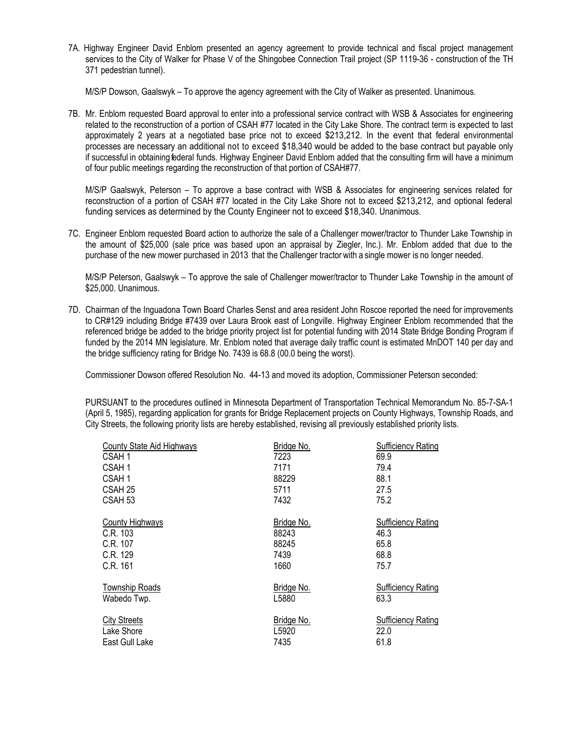7A. Highway Engineer David Enblom presented an agency agreement to provide technical and fiscal project management services to the City of Walker for Phase V of the Shingobee Connection Trail project (SP 1119-36 - construction of the TH 371 pedestrian tunnel).

M/S/P Dowson, Gaalswyk – To approve the agency agreement with the City of Walker as presented. Unanimous.

7B. Mr. Enblom requested Board approval to enter into a professional service contract with WSB & Associates for engineering related to the reconstruction of a portion of CSAH #77 located in the City Lake Shore. The contract term is expected to last approximately 2 years at a negotiated base price not to exceed $213,212. In the event that federal environmental processes are necessary an additional not to exceed $18,340 would be added to the base contract but payable only if successful in obtaining federal funds. Highway Engineer David Enblom added that the consulting firm will have a minimum of four public meetings regarding the reconstruction of that portion of CSAH#77.

M/S/P Gaalswyk, Peterson – To approve a base contract with WSB & Associates for engineering services related for reconstruction of a portion of CSAH #77 located in the City Lake Shore not to exceed $213,212, and optional federal funding services as determined by the County Engineer not to exceed $18,340. Unanimous.

7C. Engineer Enblom requested Board action to authorize the sale of a Challenger mower/tractor to Thunder Lake Township in the amount of $25,000 (sale price was based upon an appraisal by Ziegler, Inc.). Mr. Enblom added that due to the purchase of the new mower purchased in 2013 that the Challenger tractor with a single mower is no longer needed.

M/S/P Peterson, Gaalswyk – To approve the sale of Challenger mower/tractor to Thunder Lake Township in the amount of $25,000. Unanimous.

7D. Chairman of the Inguadona Town Board Charles Senst and area resident John Roscoe reported the need for improvements to CR#129 including Bridge #7439 over Laura Brook east of Longville. Highway Engineer Enblom recommended that the referenced bridge be added to the bridge priority project list for potential funding with 2014 State Bridge Bonding Program if funded by the 2014 MN legislature. Mr. Enblom noted that average daily traffic count is estimated MnDOT 140 per day and the bridge sufficiency rating for Bridge No. 7439 is 68.8 (00.0 being the worst).

Commissioner Dowson offered Resolution No. 44-13 and moved its adoption, Commissioner Peterson seconded:

PURSUANT to the procedures outlined in Minnesota Department of Transportation Technical Memorandum No. 85-7-SA-1 (April 5, 1985), regarding application for grants for Bridge Replacement projects on County Highways, Township Roads, and City Streets, the following priority lists are hereby established, revising all previously established priority lists.

| County State Aid Highways | Bridge No. | Sufficiency Rating |
|---|---|---|
| CSAH 1 | 7223 | 69.9 |
| CSAH 1 | 7171 | 79.4 |
| CSAH 1 | 88229 | 88.1 |
| CSAH 25 | 5711 | 27.5 |
| CSAH 53 | 7432 | 75.2 |

| County Highways | Bridge No. | Sufficiency Rating |
|---|---|---|
| C.R. 103 | 88243 | 46.3 |
| C.R. 107 | 88245 | 65.8 |
| C.R. 129 | 7439 | 68.8 |
| C.R. 161 | 1660 | 75.7 |

| Township Roads | Bridge No. | Sufficiency Rating |
|---|---|---|
| Wabedo Twp. | L5880 | 63.3 |

| City Streets | Bridge No. | Sufficiency Rating |
|---|---|---|
| Lake Shore | L5920 | 22.0 |
| East Gull Lake | 7435 | 61.8 |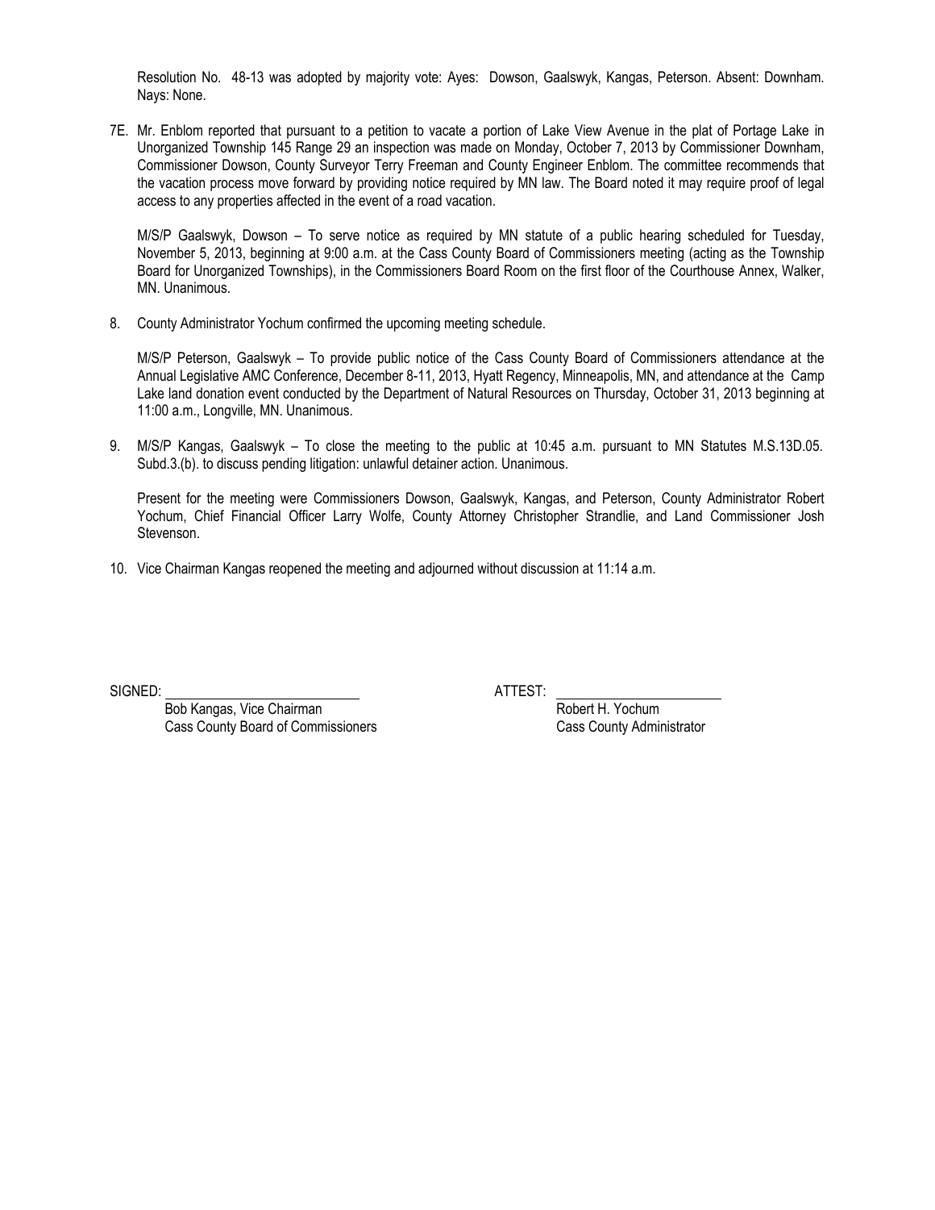Resolution No. 48-13 was adopted by majority vote: Ayes: Dowson, Gaalswyk, Kangas, Peterson. Absent: Downham. Nays: None.

7E. Mr. Enblom reported that pursuant to a petition to vacate a portion of Lake View Avenue in the plat of Portage Lake in Unorganized Township 145 Range 29 an inspection was made on Monday, October 7, 2013 by Commissioner Downham, Commissioner Dowson, County Surveyor Terry Freeman and County Engineer Enblom. The committee recommends that the vacation process move forward by providing notice required by MN law. The Board noted it may require proof of legal access to any properties affected in the event of a road vacation.

M/S/P Gaalswyk, Dowson – To serve notice as required by MN statute of a public hearing scheduled for Tuesday, November 5, 2013, beginning at 9:00 a.m. at the Cass County Board of Commissioners meeting (acting as the Township Board for Unorganized Townships), in the Commissioners Board Room on the first floor of the Courthouse Annex, Walker, MN. Unanimous.

8. County Administrator Yochum confirmed the upcoming meeting schedule.

M/S/P Peterson, Gaalswyk – To provide public notice of the Cass County Board of Commissioners attendance at the Annual Legislative AMC Conference, December 8-11, 2013, Hyatt Regency, Minneapolis, MN, and attendance at the Camp Lake land donation event conducted by the Department of Natural Resources on Thursday, October 31, 2013 beginning at 11:00 a.m., Longville, MN. Unanimous.

9. M/S/P Kangas, Gaalswyk – To close the meeting to the public at 10:45 a.m. pursuant to MN Statutes M.S.13D.05. Subd.3.(b). to discuss pending litigation: unlawful detainer action. Unanimous.

Present for the meeting were Commissioners Dowson, Gaalswyk, Kangas, and Peterson, County Administrator Robert Yochum, Chief Financial Officer Larry Wolfe, County Attorney Christopher Strandlie, and Land Commissioner Josh Stevenson.

10. Vice Chairman Kangas reopened the meeting and adjourned without discussion at 11:14 a.m.

SIGNED: ____________________________
Bob Kangas, Vice Chairman
Cass County Board of Commissioners

ATTEST: ____________________________
Robert H. Yochum
Cass County Administrator